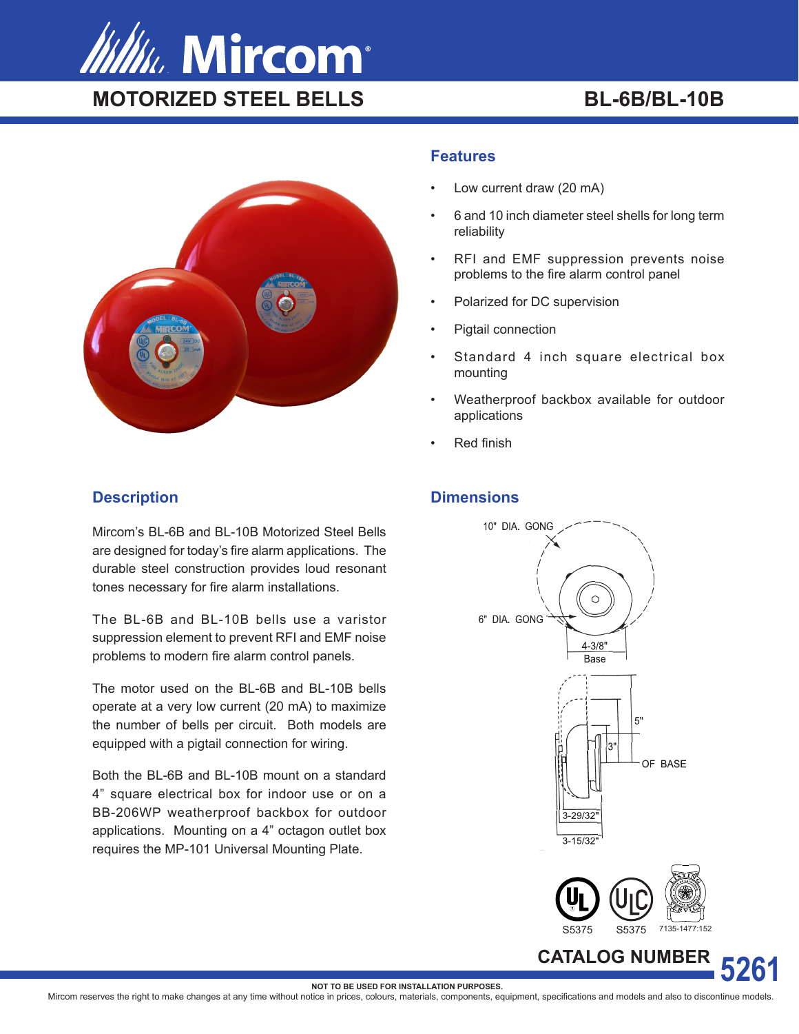# Mircom

## MOTORIZED STEEL BELLS

## BL-6B/BL-10B

### Features

- Low current draw (20 mA)
- 6 and 10 inch diameter steel shells for long term reliability
- RFI and EMF suppression prevents noise problems to the fire alarm control panel
- Polarized for DC supervision
- Pigtail connection
- Standard 4 inch square electrical box mounting
- Weatherproof backbox available for outdoor applications
- Red finish

### Description

Mircom's BL-6B and BL-10B Motorized Steel Bells are designed for today's fire alarm applications. The durable steel construction provides loud resonant tones necessary for fire alarm installations.

The BL-6B and BL-10B bells use a varistor suppression element to prevent RFI and EMF noise problems to modern fire alarm control panels.

The motor used on the BL-6B and BL-10B bells operate at a very low current (20 mA) to maximize the number of bells per circuit. Both models are equipped with a pigtail connection for wiring.

Both the BL-6B and BL-10B mount on a standard 4" square electrical box for indoor use or on a BB-206WP weatherproof backbox for outdoor applications. Mounting on a 4" octagon outlet box requires the MP-101 Universal Mounting Plate.

### Dimensions

10" DIA. GONG

6" DIA. GONG

4-3/8" Base

5"

3"

OF BASE

3-29/32"

3-15/32"

S5375 S5375 7135-1477:152

**CATALOG NUMBER 5261**

**NOT TO BE USED FOR INSTALLATION PURPOSES.**

Mircom reserves the right to make changes at any time without notice in prices, colours, materials, components, equipment, specifications and models and also to discontinue models.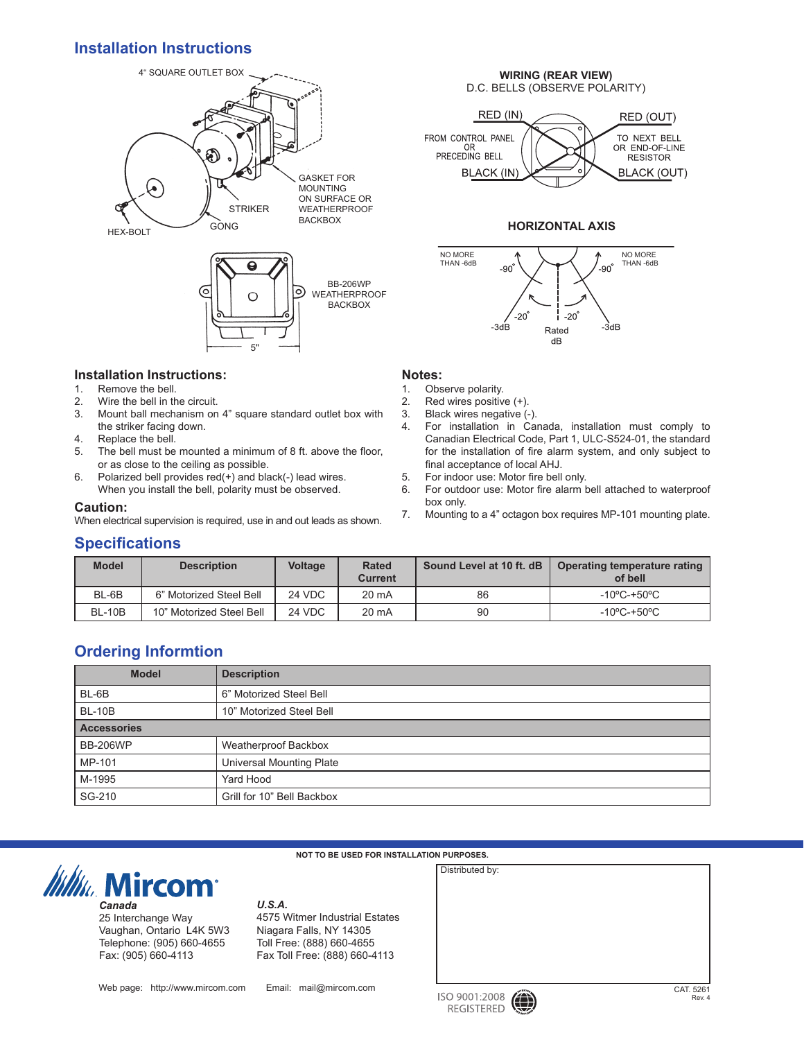## Installation Instructions

4" SQUARE OUTLET BOX

GASKET FOR MOUNTING ON SURFACE OR WEATHERPROOF BACKBOX

STRIKER

GONG

HEX-BOLT

BB-206WP WEATHERPROOF BACKBOX

5"

**WIRING (REAR VIEW)**
D.C. BELLS (OBSERVE POLARITY)

RED (IN)
FROM CONTROL PANEL OR PRECEDING BELL
BLACK (IN)

RED (OUT)
TO NEXT BELL OR END-OF-LINE RESISTOR
BLACK (OUT)

**HORIZONTAL AXIS**

NO MORE THAN -6dB
-90°
NO MORE THAN -6dB
-90°
-20°
-20°
-3dB
Rated dB
-3dB

### Installation Instructions:

1. Remove the bell.
2. Wire the bell in the circuit.
3. Mount ball mechanism on 4" square standard outlet box with the striker facing down.
4. Replace the bell.
5. The bell must be mounted a minimum of 8 ft. above the floor, or as close to the ceiling as possible.
6. Polarized bell provides red(+) and black(-) lead wires. When you install the bell, polarity must be observed.

### Caution:

When electrical supervision is required, use in and out leads as shown.

### Notes:

1. Observe polarity.
2. Red wires positive (+).
3. Black wires negative (-).
4. For installation in Canada, installation must comply to Canadian Electrical Code, Part 1, ULC-S524-01, the standard for the installation of fire alarm system, and only subject to final acceptance of local AHJ.
5. For indoor use: Motor fire bell only.
6. For outdoor use: Motor fire alarm bell attached to waterproof box only.
7. Mounting to a 4" octagon box requires MP-101 mounting plate.

## Specifications

| Model | Description | Voltage | Rated Current | Sound Level at 10 ft. dB | Operating temperature rating of bell |
|---|---|---|---|---|---|
| BL-6B | 6" Motorized Steel Bell | 24 VDC | 20 mA | 86 | -10ºC-+50ºC |
| BL-10B | 10" Motorized Steel Bell | 24 VDC | 20 mA | 90 | -10ºC-+50ºC |

## Ordering Informtion

| Model | Description |
|---|---|
| BL-6B | 6" Motorized Steel Bell |
| BL-10B | 10" Motorized Steel Bell |
| **Accessories** | |
| BB-206WP | Weatherproof Backbox |
| MP-101 | Universal Mounting Plate |
| M-1995 | Yard Hood |
| SG-210 | Grill for 10" Bell Backbox |

**NOT TO BE USED FOR INSTALLATION PURPOSES.**

Mircom

***Canada***
25 Interchange Way
Vaughan, Ontario L4K 5W3
Telephone: (905) 660-4655
Fax: (905) 660-4113

***U.S.A.***
4575 Witmer Industrial Estates
Niagara Falls, NY 14305
Toll Free: (888) 660-4655
Fax Toll Free: (888) 660-4113

Distributed by:

Web page: http://www.mircom.com Email: mail@mircom.com

ISO 9001:2008 REGISTERED

CAT. 5261
Rev. 4